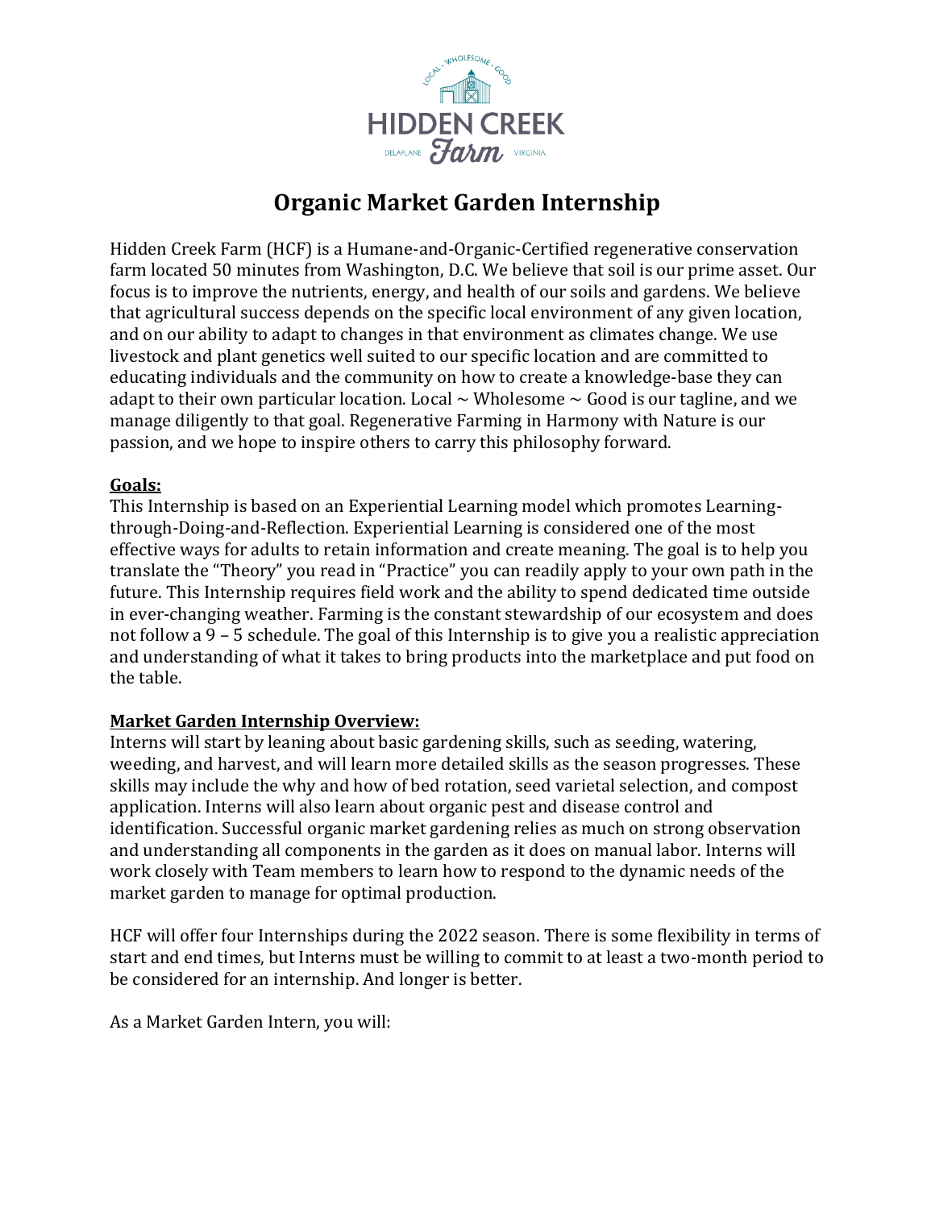HIDDEN CREEK Farm

LOCAL · WHOLESOME · GOOD

DELAPLANE VIRGINIA

# Organic Market Garden Internship

Hidden Creek Farm (HCF) is a Humane-and-Organic-Certified regenerative conservation farm located 50 minutes from Washington, D.C. We believe that soil is our prime asset. Our focus is to improve the nutrients, energy, and health of our soils and gardens. We believe that agricultural success depends on the specific local environment of any given location, and on our ability to adapt to changes in that environment as climates change. We use livestock and plant genetics well suited to our specific location and are committed to educating individuals and the community on how to create a knowledge-base they can adapt to their own particular location. Local ~ Wholesome ~ Good is our tagline, and we manage diligently to that goal. Regenerative Farming in Harmony with Nature is our passion, and we hope to inspire others to carry this philosophy forward.

**Goals:**

This Internship is based on an Experiential Learning model which promotes Learning-through-Doing-and-Reflection. Experiential Learning is considered one of the most effective ways for adults to retain information and create meaning. The goal is to help you translate the "Theory" you read in "Practice" you can readily apply to your own path in the future. This Internship requires field work and the ability to spend dedicated time outside in ever-changing weather. Farming is the constant stewardship of our ecosystem and does not follow a 9 – 5 schedule. The goal of this Internship is to give you a realistic appreciation and understanding of what it takes to bring products into the marketplace and put food on the table.

**Market Garden Internship Overview:**

Interns will start by leaning about basic gardening skills, such as seeding, watering, weeding, and harvest, and will learn more detailed skills as the season progresses. These skills may include the why and how of bed rotation, seed varietal selection, and compost application. Interns will also learn about organic pest and disease control and identification. Successful organic market gardening relies as much on strong observation and understanding all components in the garden as it does on manual labor. Interns will work closely with Team members to learn how to respond to the dynamic needs of the market garden to manage for optimal production.

HCF will offer four Internships during the 2022 season. There is some flexibility in terms of start and end times, but Interns must be willing to commit to at least a two-month period to be considered for an internship. And longer is better.

As a Market Garden Intern, you will: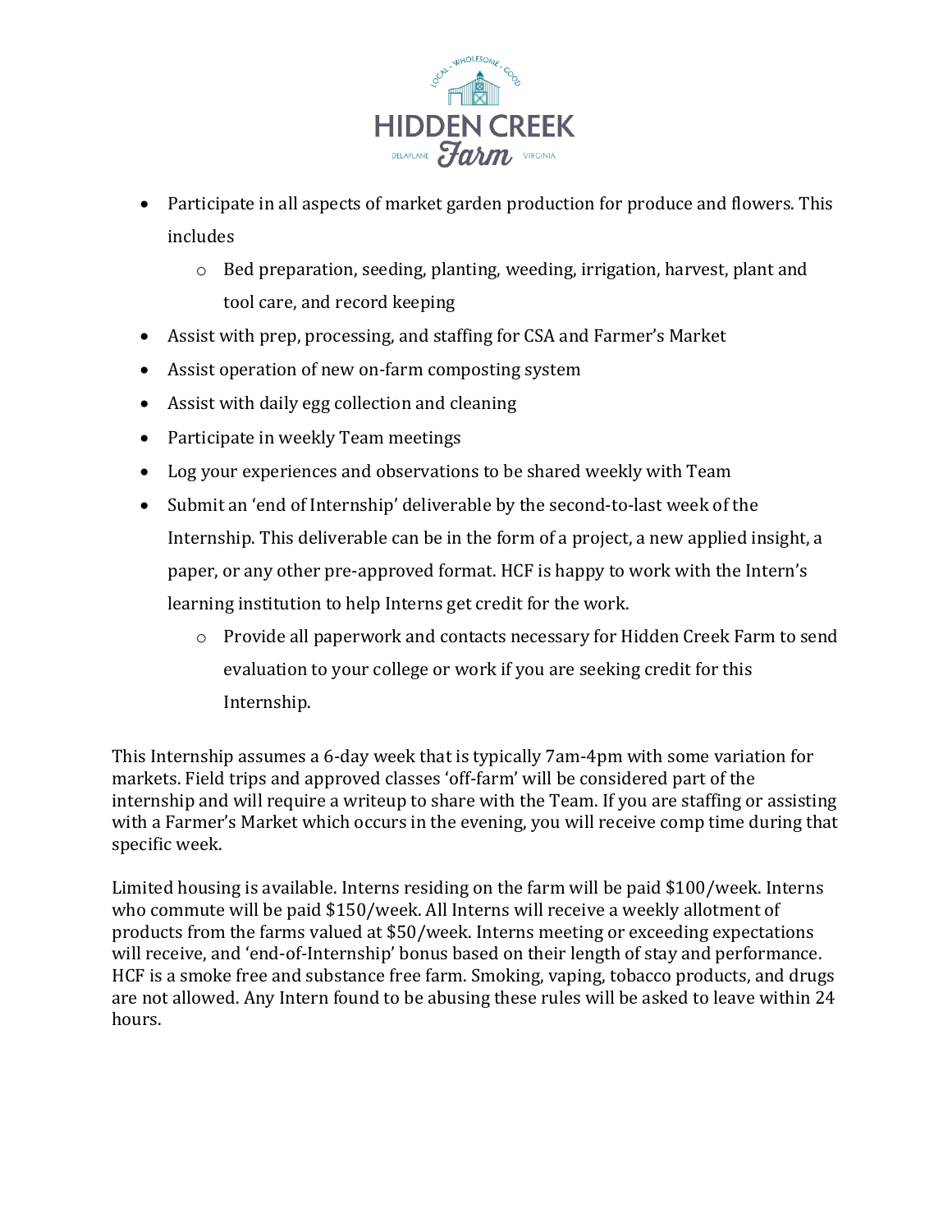- Participate in all aspects of market garden production for produce and flowers. This includes
    - Bed preparation, seeding, planting, weeding, irrigation, harvest, plant and tool care, and record keeping
- Assist with prep, processing, and staffing for CSA and Farmer's Market
- Assist operation of new on-farm composting system
- Assist with daily egg collection and cleaning
- Participate in weekly Team meetings
- Log your experiences and observations to be shared weekly with Team
- Submit an 'end of Internship' deliverable by the second-to-last week of the Internship. This deliverable can be in the form of a project, a new applied insight, a paper, or any other pre-approved format. HCF is happy to work with the Intern's learning institution to help Interns get credit for the work.
    - Provide all paperwork and contacts necessary for Hidden Creek Farm to send evaluation to your college or work if you are seeking credit for this Internship.

This Internship assumes a 6-day week that is typically 7am-4pm with some variation for markets. Field trips and approved classes 'off-farm' will be considered part of the internship and will require a writeup to share with the Team. If you are staffing or assisting with a Farmer's Market which occurs in the evening, you will receive comp time during that specific week.

Limited housing is available. Interns residing on the farm will be paid $100/week. Interns who commute will be paid $150/week. All Interns will receive a weekly allotment of products from the farms valued at $50/week. Interns meeting or exceeding expectations will receive, and 'end-of-Internship' bonus based on their length of stay and performance. HCF is a smoke free and substance free farm. Smoking, vaping, tobacco products, and drugs are not allowed. Any Intern found to be abusing these rules will be asked to leave within 24 hours.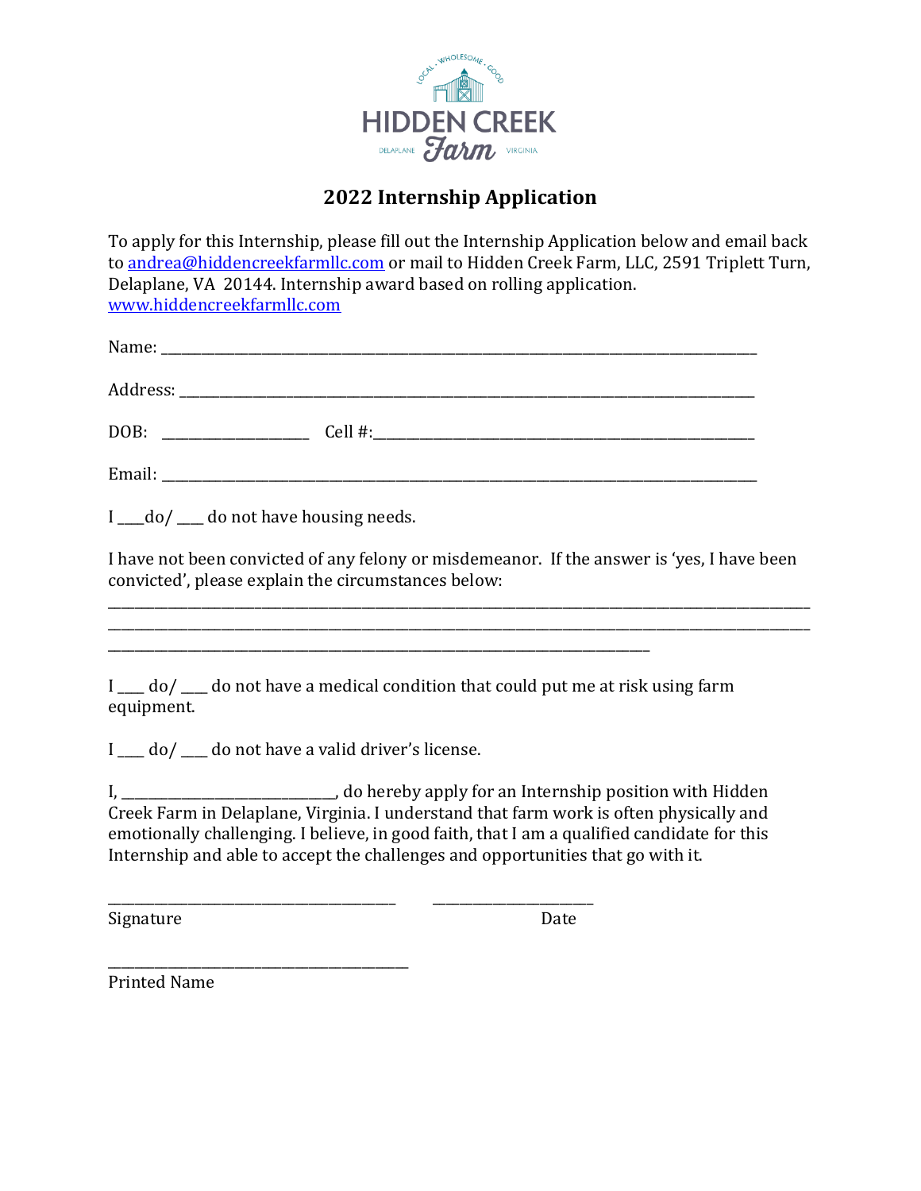# 2022 Internship Application

To apply for this Internship, please fill out the Internship Application below and email back to andrea@hiddencreekfarmllc.com or mail to Hidden Creek Farm, LLC, 2591 Triplett Turn, Delaplane, VA 20144. Internship award based on rolling application. www.hiddencreekfarmllc.com

Name: ___________________________________________________________________________

Address: _________________________________________________________________________

DOB: ___________________ Cell #:_____________________________________________________

Email: ___________________________________________________________________________

I ___do/ ___ do not have housing needs.

I have not been convicted of any felony or misdemeanor. If the answer is 'yes, I have been convicted', please explain the circumstances below:

____________________________________________________________________________________________
____________________________________________________________________________________________
__________________________________________________________________________

I ___ do/ ___ do not have a medical condition that could put me at risk using farm equipment.

I ___ do/ ___ do not have a valid driver's license.

I, ____________________________, do hereby apply for an Internship position with Hidden Creek Farm in Delaplane, Virginia. I understand that farm work is often physically and emotionally challenging. I believe, in good faith, that I am a qualified candidate for this Internship and able to accept the challenges and opportunities that go with it.

_____________________________________ _____________________

Signature Date

_____________________________________

Printed Name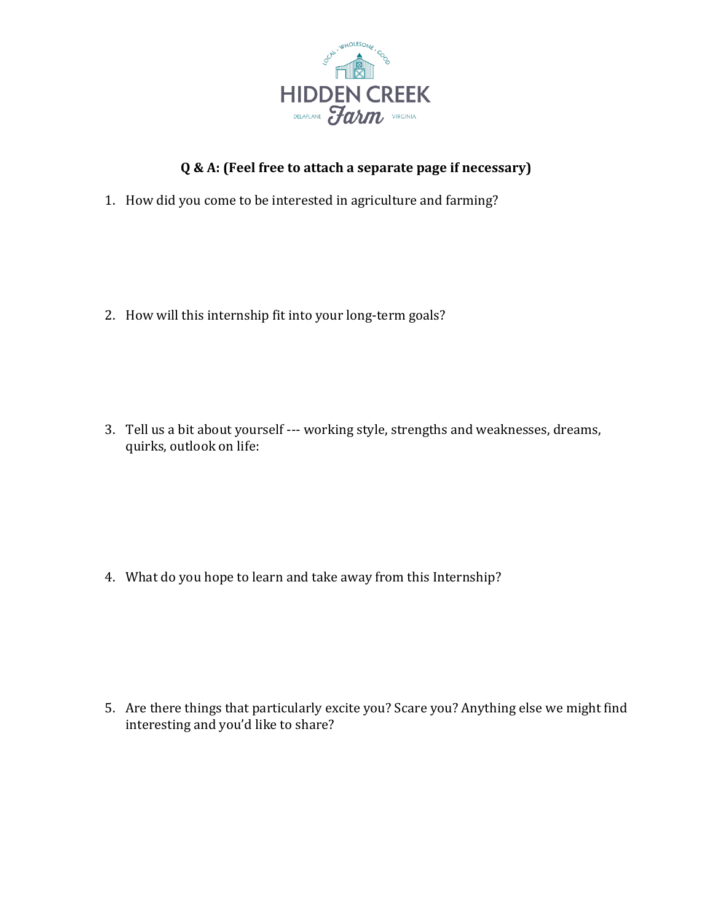HIDDEN CREEK Farm

LOCAL · WHOLESOME · GOOD

DELAPLANE VIRGINIA

**Q & A: (Feel free to attach a separate page if necessary)**

1. How did you come to be interested in agriculture and farming?

2. How will this internship fit into your long-term goals?

3. Tell us a bit about yourself --- working style, strengths and weaknesses, dreams, quirks, outlook on life:

4. What do you hope to learn and take away from this Internship?

5. Are there things that particularly excite you? Scare you? Anything else we might find interesting and you'd like to share?